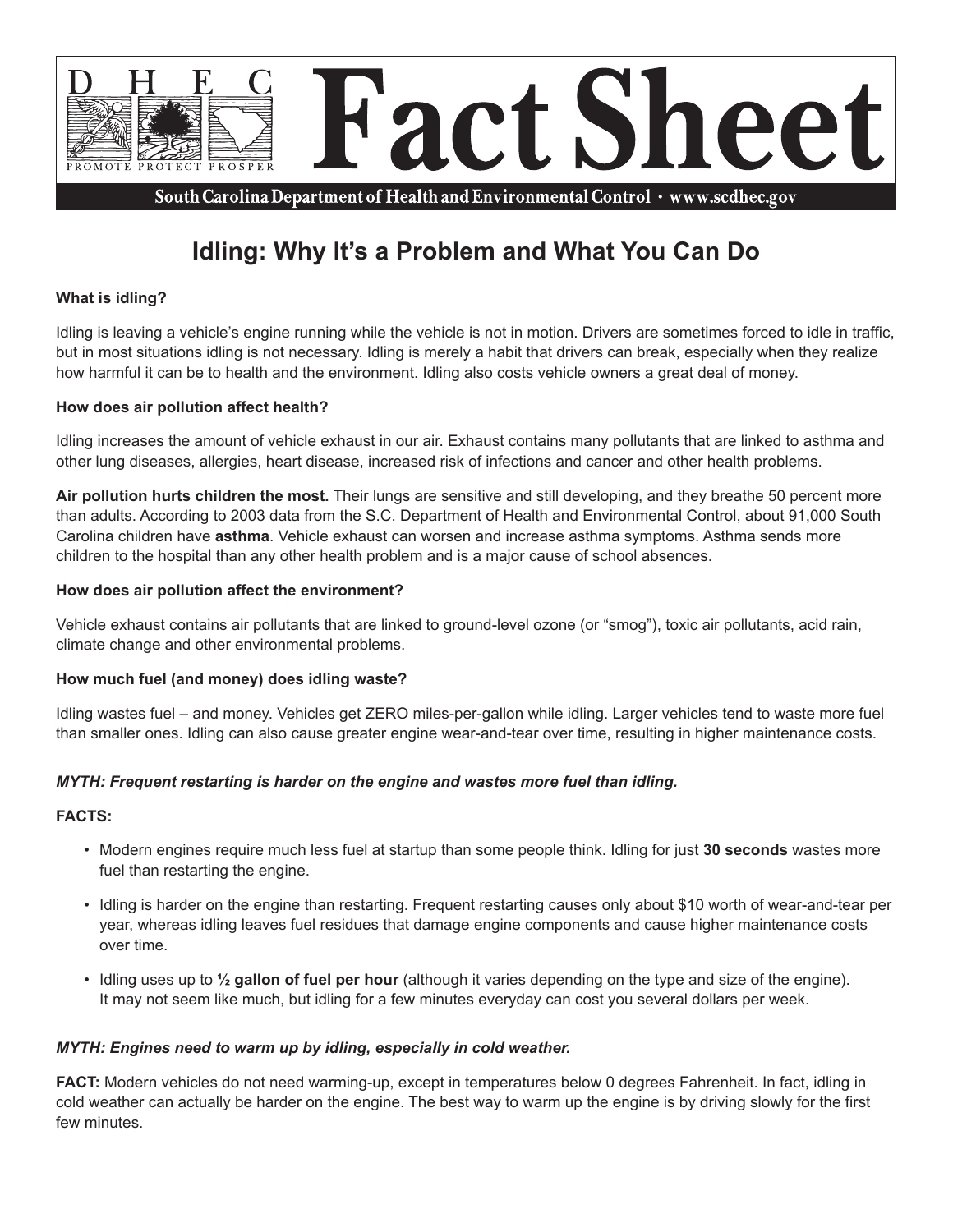# Fact Sheet

South Carolina Department of Health and Environmental Control • www.scdhec.gov

## Idling: Why It's a Problem and What You Can Do

**What is idling?**

Idling is leaving a vehicle's engine running while the vehicle is not in motion. Drivers are sometimes forced to idle in traffic, but in most situations idling is not necessary. Idling is merely a habit that drivers can break, especially when they realize how harmful it can be to health and the environment. Idling also costs vehicle owners a great deal of money.

**How does air pollution affect health?**

Idling increases the amount of vehicle exhaust in our air. Exhaust contains many pollutants that are linked to asthma and other lung diseases, allergies, heart disease, increased risk of infections and cancer and other health problems.

**Air pollution hurts children the most.** Their lungs are sensitive and still developing, and they breathe 50 percent more than adults. According to 2003 data from the S.C. Department of Health and Environmental Control, about 91,000 South Carolina children have **asthma**. Vehicle exhaust can worsen and increase asthma symptoms. Asthma sends more children to the hospital than any other health problem and is a major cause of school absences.

**How does air pollution affect the environment?**

Vehicle exhaust contains air pollutants that are linked to ground-level ozone (or "smog"), toxic air pollutants, acid rain, climate change and other environmental problems.

**How much fuel (and money) does idling waste?**

Idling wastes fuel – and money. Vehicles get ZERO miles-per-gallon while idling. Larger vehicles tend to waste more fuel than smaller ones. Idling can also cause greater engine wear-and-tear over time, resulting in higher maintenance costs.

***MYTH: Frequent restarting is harder on the engine and wastes more fuel than idling.***

**FACTS:**

- Modern engines require much less fuel at startup than some people think. Idling for just **30 seconds** wastes more fuel than restarting the engine.
- Idling is harder on the engine than restarting. Frequent restarting causes only about $10 worth of wear-and-tear per year, whereas idling leaves fuel residues that damage engine components and cause higher maintenance costs over time.
- Idling uses up to **½ gallon of fuel per hour** (although it varies depending on the type and size of the engine). It may not seem like much, but idling for a few minutes everyday can cost you several dollars per week.

***MYTH: Engines need to warm up by idling, especially in cold weather.***

**FACT:** Modern vehicles do not need warming-up, except in temperatures below 0 degrees Fahrenheit. In fact, idling in cold weather can actually be harder on the engine. The best way to warm up the engine is by driving slowly for the first few minutes.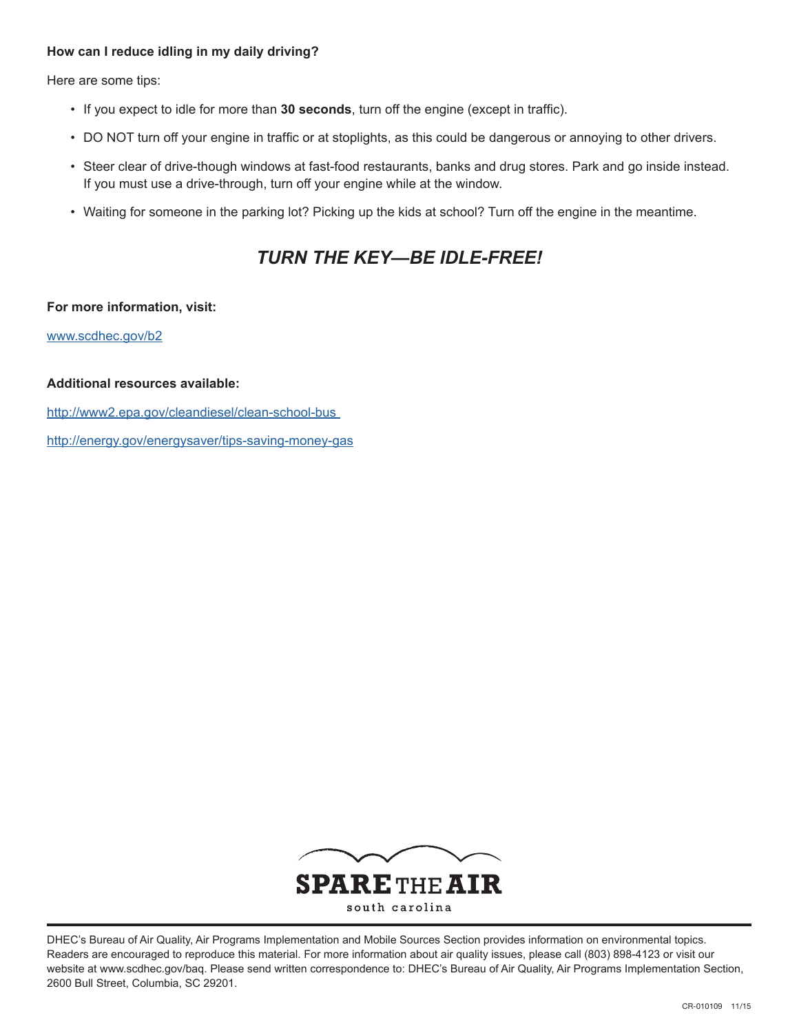**How can I reduce idling in my daily driving?**

Here are some tips:

- If you expect to idle for more than **30 seconds**, turn off the engine (except in traffic).
- DO NOT turn off your engine in traffic or at stoplights, as this could be dangerous or annoying to other drivers.
- Steer clear of drive-though windows at fast-food restaurants, banks and drug stores. Park and go inside instead. If you must use a drive-through, turn off your engine while at the window.
- Waiting for someone in the parking lot? Picking up the kids at school? Turn off the engine in the meantime.

## *TURN THE KEY—BE IDLE-FREE!*

**For more information, visit:**

www.scdhec.gov/b2

**Additional resources available:**

http://www2.epa.gov/cleandiesel/clean-school-bus

http://energy.gov/energysaver/tips-saving-money-gas

SPARE THE AIR
south carolina

DHEC's Bureau of Air Quality, Air Programs Implementation and Mobile Sources Section provides information on environmental topics. Readers are encouraged to reproduce this material. For more information about air quality issues, please call (803) 898-4123 or visit our website at www.scdhec.gov/baq. Please send written correspondence to: DHEC's Bureau of Air Quality, Air Programs Implementation Section, 2600 Bull Street, Columbia, SC 29201.

CR-010109 11/15